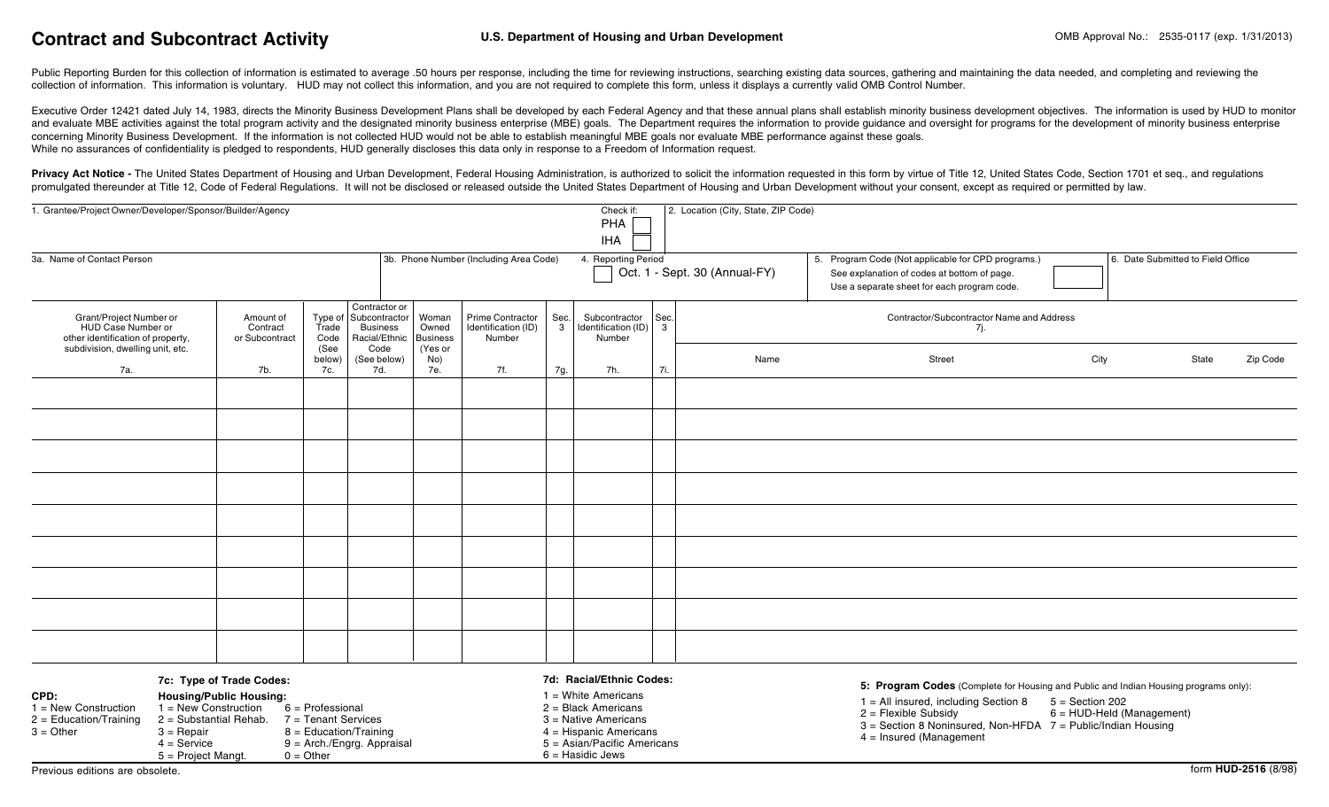# Contract and Subcontract Activity

**U.S. Department of Housing and Urban Development**

OMB Approval No.: 2535-0117 (exp. 1/31/2013)

Public Reporting Burden for this collection of information is estimated to average .50 hours per response, including the time for reviewing instructions, searching existing data sources, gathering and maintaining the data needed, and completing and reviewing the collection of information. This information is voluntary. HUD may not collect this information, and you are not required to complete this form, unless it displays a currently valid OMB Control Number.

Executive Order 12421 dated July 14, 1983, directs the Minority Business Development Plans shall be developed by each Federal Agency and that these annual plans shall establish minority business development objectives. The information is used by HUD to monitor and evaluate MBE activities against the total program activity and the designated minority business enterprise (MBE) goals. The Department requires the information to provide guidance and oversight for programs for the development of minority business enterprise concerning Minority Business Development. If the information is not collected HUD would not be able to establish meaningful MBE goals nor evaluate MBE performance against these goals.
While no assurances of confidentiality is pledged to respondents, HUD generally discloses this data only in response to a Freedom of Information request.

**Privacy Act Notice -** The United States Department of Housing and Urban Development, Federal Housing Administration, is authorized to solicit the information requested in this form by virtue of Title 12, United States Code, Section 1701 et seq., and regulations promulgated thereunder at Title 12, Code of Federal Regulations. It will not be disclosed or released outside the United States Department of Housing and Urban Development without your consent, except as required or permitted by law.

| 1. Grantee/Project Owner/Developer/Sponsor/Builder/Agency | Check if: PHA ☐ IHA ☐ | 2. Location (City, State, ZIP Code) | |
|---|---|---|---|
| **3a. Name of Contact Person** | **3b. Phone Number (Including Area Code)** | **4. Reporting Period** ☐ Oct. 1 - Sept. 30 (Annual-FY) | **5. Program Code (Not applicable for CPD programs.)** See explanation of codes at bottom of page. Use a separate sheet for each program code. ☐ / **6. Date Submitted to Field Office** |

| Grant/Project Number or HUD Case Number or other identification of property, subdivision, dwelling unit, etc. 7a. | Amount of Contract or Subcontract 7b. | Type of Trade Code (See below) 7c. | Contractor or Subcontractor Business Racial/Ethnic Code (See below) 7d. | Woman Owned Business (Yes or No) 7e. | Prime Contractor Identification (ID) Number 7f. | Sec. 3 7g. | Subcontractor Identification (ID) Number 7h. | Sec. 3 7i. | Contractor/Subcontractor Name and Address 7j. Name | Street | City | State | Zip Code |
|---|---|---|---|---|---|---|---|---|---|---|---|---|---|
| | | | | | | | | | | | | | |
| | | | | | | | | | | | | | |
| | | | | | | | | | | | | | |
| | | | | | | | | | | | | | |
| | | | | | | | | | | | | | |
| | | | | | | | | | | | | | |
| | | | | | | | | | | | | | |
| | | | | | | | | | | | | | |
| | | | | | | | | | | | | | |

**7c: Type of Trade Codes:**

**CPD:**
1 = New Construction
2 = Education/Training
3 = Other

**Housing/Public Housing:**
1 = New Construction
2 = Substantial Rehab.
3 = Repair
4 = Service
5 = Project Mangt.
6 = Professional
7 = Tenant Services
8 = Education/Training
9 = Arch./Engrg. Appraisal
0 = Other

**7d: Racial/Ethnic Codes:**
1 = White Americans
2 = Black Americans
3 = Native Americans
4 = Hispanic Americans
5 = Asian/Pacific Americans
6 = Hasidic Jews

**5: Program Codes** (Complete for Housing and Public and Indian Housing programs only):
1 = All insured, including Section 8
2 = Flexible Subsidy
3 = Section 8 Noninsured, Non-HFDA
4 = Insured (Management
5 = Section 202
6 = HUD-Held (Management)
7 = Public/Indian Housing

Previous editions are obsolete.

form **HUD-2516** (8/98)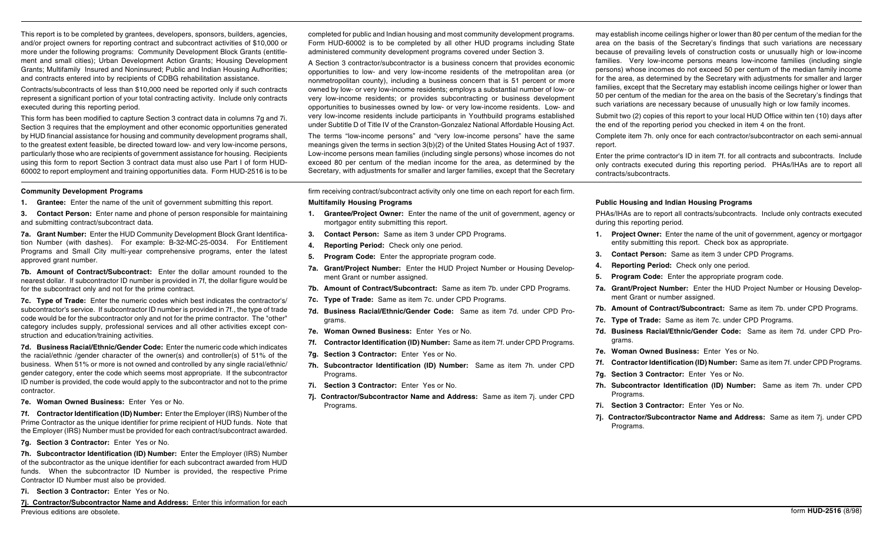This report is to be completed by grantees, developers, sponsors, builders, agencies, and/or project owners for reporting contract and subcontract activities of $10,000 or more under the following programs: Community Development Block Grants (entitlement and small cities); Urban Development Action Grants; Housing Development Grants; Multifamily Insured and Noninsured; Public and Indian Housing Authorities; and contracts entered into by recipients of CDBG rehabilitation assistance.

Contracts/subcontracts of less than $10,000 need be reported only if such contracts represent a significant portion of your total contracting activity. Include only contracts executed during this reporting period.

This form has been modified to capture Section 3 contract data in columns 7g and 7i. Section 3 requires that the employment and other economic opportunities generated by HUD financial assistance for housing and community development programs shall, to the greatest extent feasible, be directed toward low- and very low-income persons, particularly those who are recipients of government assistance for housing. Recipients using this form to report Section 3 contract data must also use Part I of form HUD-60002 to report employment and training opportunities data. Form HUD-2516 is to be completed for public and Indian housing and most community development programs. Form HUD-60002 is to be completed by all other HUD programs including State administered community development programs covered under Section 3.

A Section 3 contractor/subcontractor is a business concern that provides economic opportunities to low- and very low-income residents of the metropolitan area (or nonmetropolitan county), including a business concern that is 51 percent or more owned by low- or very low-income residents; employs a substantial number of low- or very low-income residents; or provides subcontracting or business development opportunities to businesses owned by low- or very low-income residents. Low- and very low-income residents include participants in Youthbuild programs established under Subtitle D of Title IV of the Cranston-Gonzalez National Affordable Housing Act.

The terms "low-income persons" and "very low-income persons" have the same meanings given the terms in section 3(b)(2) of the United States Housing Act of 1937. Low-income persons mean families (including single persons) whose incomes do not exceed 80 per centum of the median income for the area, as determined by the Secretary, with adjustments for smaller and larger families, except that the Secretary may establish income ceilings higher or lower than 80 per centum of the median for the area on the basis of the Secretary's findings that such variations are necessary because of prevailing levels of construction costs or unusually high or low-income families. Very low-income persons means low-income families (including single persons) whose incomes do not exceed 50 per centum of the median family income for the area, as determined by the Secretary with adjustments for smaller and larger families, except that the Secretary may establish income ceilings higher or lower than 50 per centum of the median for the area on the basis of the Secretary's findings that such variations are necessary because of unusually high or low family incomes.

Submit two (2) copies of this report to your local HUD Office within ten (10) days after the end of the reporting period you checked in item 4 on the front.

Complete item 7h. only once for each contractor/subcontractor on each semi-annual report.

Enter the prime contractor's ID in item 7f. for all contracts and subcontracts. Include only contracts executed during this reporting period. PHAs/IHAs are to report all contracts/subcontracts.

**Community Development Programs**

**1. Grantee:** Enter the name of the unit of government submitting this report.

**3. Contact Person:** Enter name and phone of person responsible for maintaining and submitting contract/subcontract data.

**7a. Grant Number:** Enter the HUD Community Development Block Grant Identification Number (with dashes). For example: B-32-MC-25-0034. For Entitlement Programs and Small City multi-year comprehensive programs, enter the latest approved grant number.

**7b. Amount of Contract/Subcontract:** Enter the dollar amount rounded to the nearest dollar. If subcontractor ID number is provided in 7f, the dollar figure would be for the subcontract only and not for the prime contract.

**7c. Type of Trade:** Enter the numeric codes which best indicates the contractor's/subcontractor's service. If subcontractor ID number is provided in 7f., the type of trade code would be for the subcontractor only and not for the prime contractor. The "other" category includes supply, professional services and all other activities except construction and education/training activities.

**7d. Business Racial/Ethnic/Gender Code:** Enter the numeric code which indicates the racial/ethnic /gender character of the owner(s) and controller(s) of 51% of the business. When 51% or more is not owned and controlled by any single racial/ethnic/gender category, enter the code which seems most appropriate. If the subcontractor ID number is provided, the code would apply to the subcontractor and not to the prime contractor.

**7e. Woman Owned Business:** Enter Yes or No.

**7f. Contractor Identification (ID) Number:** Enter the Employer (IRS) Number of the Prime Contractor as the unique identifier for prime recipient of HUD funds. Note that the Employer (IRS) Number must be provided for each contract/subcontract awarded.

**7g. Section 3 Contractor:** Enter Yes or No.

**7h. Subcontractor Identification (ID) Number:** Enter the Employer (IRS) Number of the subcontractor as the unique identifier for each subcontract awarded from HUD funds. When the subcontractor ID Number is provided, the respective Prime Contractor ID Number must also be provided.

**7i. Section 3 Contractor:** Enter Yes or No.

**7j. Contractor/Subcontractor Name and Address:** Enter this information for each firm receiving contract/subcontract activity only one time on each report for each firm.

**Multifamily Housing Programs**

1. **Grantee/Project Owner:** Enter the name of the unit of government, agency or mortgagor entity submitting this report.
3. **Contact Person:** Same as item 3 under CPD Programs.
4. **Reporting Period:** Check only one period.
5. **Program Code:** Enter the appropriate program code.

**7a. Grant/Project Number:** Enter the HUD Project Number or Housing Development Grant or number assigned.

**7b. Amount of Contract/Subcontract:** Same as item 7b. under CPD Programs.

**7c. Type of Trade:** Same as item 7c. under CPD Programs.

**7d. Business Racial/Ethnic/Gender Code:** Same as item 7d. under CPD Programs.

**7e. Woman Owned Business:** Enter Yes or No.

**7f. Contractor Identification (ID) Number:** Same as item 7f. under CPD Programs.

**7g. Section 3 Contractor:** Enter Yes or No.

**7h. Subcontractor Identification (ID) Number:** Same as item 7h. under CPD Programs.

**7i. Section 3 Contractor:** Enter Yes or No.

**7j. Contractor/Subcontractor Name and Address:** Same as item 7j. under CPD Programs.

**Public Housing and Indian Housing Programs**

PHAs/IHAs are to report all contracts/subcontracts. Include only contracts executed during this reporting period.

1. **Project Owner:** Enter the name of the unit of government, agency or mortgagor entity submitting this report. Check box as appropriate.
3. **Contact Person:** Same as item 3 under CPD Programs.
4. **Reporting Period:** Check only one period.
5. **Program Code:** Enter the appropriate program code.

**7a. Grant/Project Number:** Enter the HUD Project Number or Housing Development Grant or number assigned.

**7b. Amount of Contract/Subcontract:** Same as item 7b. under CPD Programs.

**7c. Type of Trade:** Same as item 7c. under CPD Programs.

**7d. Business Racial/Ethnic/Gender Code:** Same as item 7d. under CPD Programs.

**7e. Woman Owned Business:** Enter Yes or No.

**7f. Contractor Identification (ID) Number:** Same as item 7f. under CPD Programs.

**7g. Section 3 Contractor:** Enter Yes or No.

**7h. Subcontractor Identification (ID) Number:** Same as item 7h. under CPD Programs.

**7i. Section 3 Contractor:** Enter Yes or No.

**7j. Contractor/Subcontractor Name and Address:** Same as item 7j. under CPD Programs.

Previous editions are obsolete.

form **HUD-2516** (8/98)